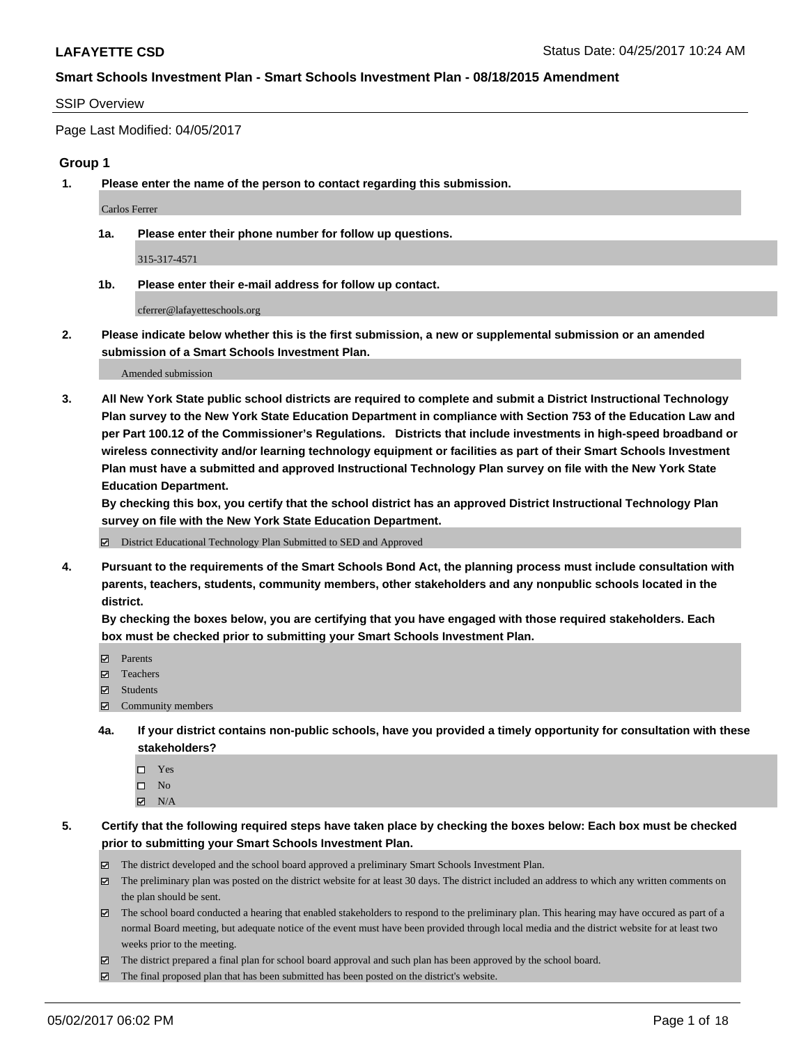**LAFAYETTE CSD**

Status Date: 04/25/2017 10:24 AM

**Smart Schools Investment Plan - Smart Schools Investment Plan - 08/18/2015 Amendment**

SSIP Overview

Page Last Modified: 04/05/2017

## Group 1

**1. Please enter the name of the person to contact regarding this submission.**

Carlos Ferrer

**1a. Please enter their phone number for follow up questions.**

315-317-4571

**1b. Please enter their e-mail address for follow up contact.**

cferrer@lafayetteschools.org

**2. Please indicate below whether this is the first submission, a new or supplemental submission or an amended submission of a Smart Schools Investment Plan.**

Amended submission

**3. All New York State public school districts are required to complete and submit a District Instructional Technology Plan survey to the New York State Education Department in compliance with Section 753 of the Education Law and per Part 100.12 of the Commissioner's Regulations. Districts that include investments in high-speed broadband or wireless connectivity and/or learning technology equipment or facilities as part of their Smart Schools Investment Plan must have a submitted and approved Instructional Technology Plan survey on file with the New York State Education Department.**

**By checking this box, you certify that the school district has an approved District Instructional Technology Plan survey on file with the New York State Education Department.**

- [x] District Educational Technology Plan Submitted to SED and Approved

**4. Pursuant to the requirements of the Smart Schools Bond Act, the planning process must include consultation with parents, teachers, students, community members, other stakeholders and any nonpublic schools located in the district.**

**By checking the boxes below, you are certifying that you have engaged with those required stakeholders. Each box must be checked prior to submitting your Smart Schools Investment Plan.**

- [x] Parents
- [x] Teachers
- [x] Students
- [x] Community members

**4a. If your district contains non-public schools, have you provided a timely opportunity for consultation with these stakeholders?**

- [ ] Yes
- [ ] No
- [x] N/A

**5. Certify that the following required steps have taken place by checking the boxes below: Each box must be checked prior to submitting your Smart Schools Investment Plan.**

- [x] The district developed and the school board approved a preliminary Smart Schools Investment Plan.
- [x] The preliminary plan was posted on the district website for at least 30 days. The district included an address to which any written comments on the plan should be sent.
- [x] The school board conducted a hearing that enabled stakeholders to respond to the preliminary plan. This hearing may have occured as part of a normal Board meeting, but adequate notice of the event must have been provided through local media and the district website for at least two weeks prior to the meeting.
- [x] The district prepared a final plan for school board approval and such plan has been approved by the school board.
- [x] The final proposed plan that has been submitted has been posted on the district's website.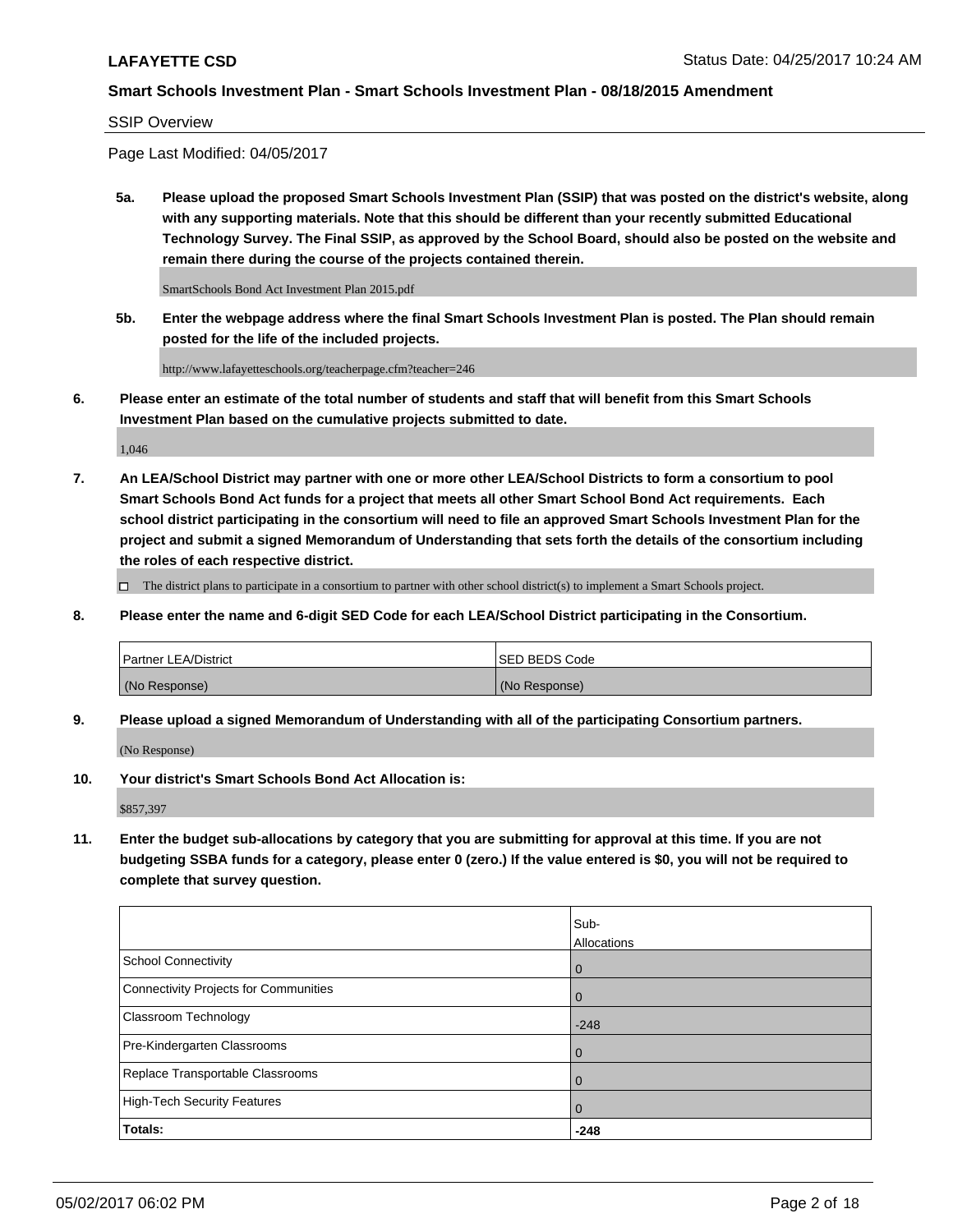**LAFAYETTE CSD** Status Date: 04/25/2017 10:24 AM

**Smart Schools Investment Plan - Smart Schools Investment Plan - 08/18/2015 Amendment**

SSIP Overview

Page Last Modified: 04/05/2017

**5a. Please upload the proposed Smart Schools Investment Plan (SSIP) that was posted on the district's website, along with any supporting materials. Note that this should be different than your recently submitted Educational Technology Survey. The Final SSIP, as approved by the School Board, should also be posted on the website and remain there during the course of the projects contained therein.**

SmartSchools Bond Act Investment Plan 2015.pdf

**5b. Enter the webpage address where the final Smart Schools Investment Plan is posted. The Plan should remain posted for the life of the included projects.**

http://www.lafayetteschools.org/teacherpage.cfm?teacher=246

**6. Please enter an estimate of the total number of students and staff that will benefit from this Smart Schools Investment Plan based on the cumulative projects submitted to date.**

1,046

**7. An LEA/School District may partner with one or more other LEA/School Districts to form a consortium to pool Smart Schools Bond Act funds for a project that meets all other Smart School Bond Act requirements. Each school district participating in the consortium will need to file an approved Smart Schools Investment Plan for the project and submit a signed Memorandum of Understanding that sets forth the details of the consortium including the roles of each respective district.**

☐ The district plans to participate in a consortium to partner with other school district(s) to implement a Smart Schools project.

**8. Please enter the name and 6-digit SED Code for each LEA/School District participating in the Consortium.**

| Partner LEA/District | SED BEDS Code |
|---|---|
| (No Response) | (No Response) |

**9. Please upload a signed Memorandum of Understanding with all of the participating Consortium partners.**

(No Response)

**10. Your district's Smart Schools Bond Act Allocation is:**

$857,397

**11. Enter the budget sub-allocations by category that you are submitting for approval at this time. If you are not budgeting SSBA funds for a category, please enter 0 (zero.) If the value entered is $0, you will not be required to complete that survey question.**

| | Sub-Allocations |
|---|---|
| School Connectivity | 0 |
| Connectivity Projects for Communities | 0 |
| Classroom Technology | -248 |
| Pre-Kindergarten Classrooms | 0 |
| Replace Transportable Classrooms | 0 |
| High-Tech Security Features | 0 |
| **Totals:** | **-248** |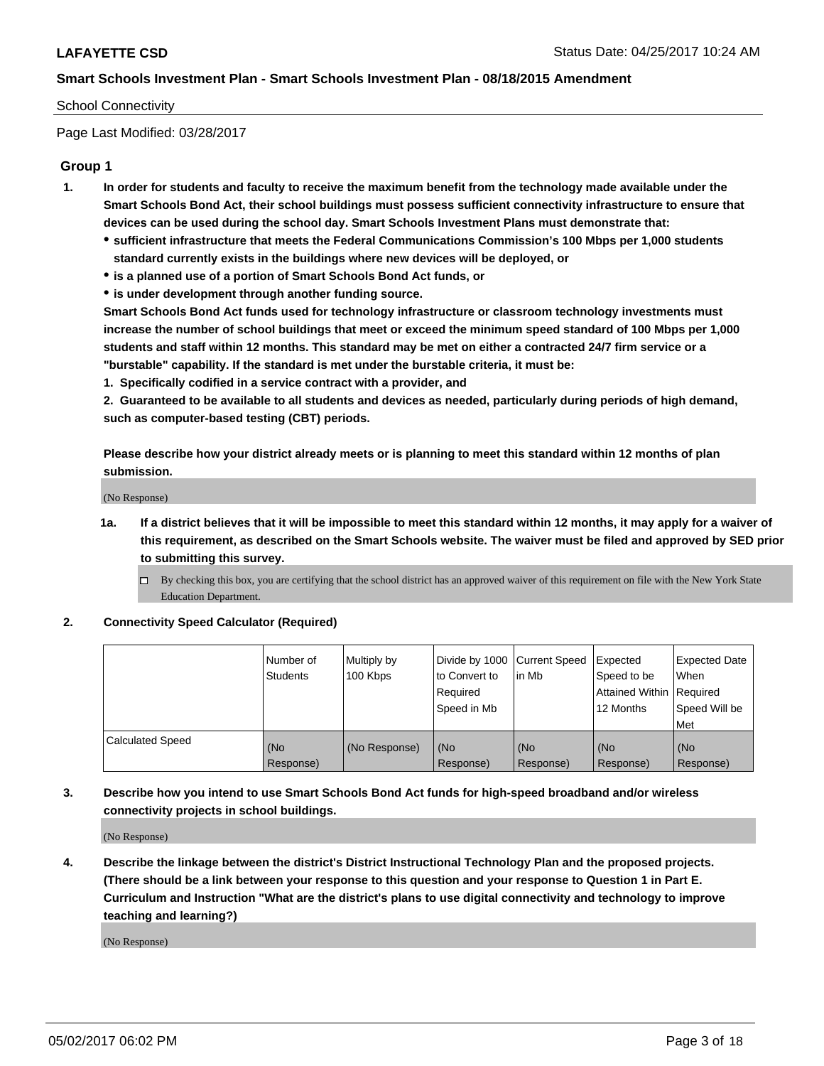School Connectivity

Page Last Modified: 03/28/2017

## Group 1

1. **In order for students and faculty to receive the maximum benefit from the technology made available under the Smart Schools Bond Act, their school buildings must possess sufficient connectivity infrastructure to ensure that devices can be used during the school day. Smart Schools Investment Plans must demonstrate that:**
   - **sufficient infrastructure that meets the Federal Communications Commission's 100 Mbps per 1,000 students standard currently exists in the buildings where new devices will be deployed, or**
   - **is a planned use of a portion of Smart Schools Bond Act funds, or**
   - **is under development through another funding source.**

   **Smart Schools Bond Act funds used for technology infrastructure or classroom technology investments must increase the number of school buildings that meet or exceed the minimum speed standard of 100 Mbps per 1,000 students and staff within 12 months. This standard may be met on either a contracted 24/7 firm service or a "burstable" capability. If the standard is met under the burstable criteria, it must be:**

   **1. Specifically codified in a service contract with a provider, and**

   **2. Guaranteed to be available to all students and devices as needed, particularly during periods of high demand, such as computer-based testing (CBT) periods.**

   **Please describe how your district already meets or is planning to meet this standard within 12 months of plan submission.**

   (No Response)

   1a. **If a district believes that it will be impossible to meet this standard within 12 months, it may apply for a waiver of this requirement, as described on the Smart Schools website. The waiver must be filed and approved by SED prior to submitting this survey.**

   - ☐ By checking this box, you are certifying that the school district has an approved waiver of this requirement on file with the New York State Education Department.

2. **Connectivity Speed Calculator (Required)**

| | Number of Students | Multiply by 100 Kbps | Divide by 1000 to Convert to Required Speed in Mb | Current Speed in Mb | Expected Speed to be Attained Within 12 Months | Expected Date When Required Speed Will be Met |
|---|---|---|---|---|---|---|
| Calculated Speed | (No Response) | (No Response) | (No Response) | (No Response) | (No Response) | (No Response) |

3. **Describe how you intend to use Smart Schools Bond Act funds for high-speed broadband and/or wireless connectivity projects in school buildings.**

   (No Response)

4. **Describe the linkage between the district's District Instructional Technology Plan and the proposed projects. (There should be a link between your response to this question and your response to Question 1 in Part E. Curriculum and Instruction "What are the district's plans to use digital connectivity and technology to improve teaching and learning?)**

   (No Response)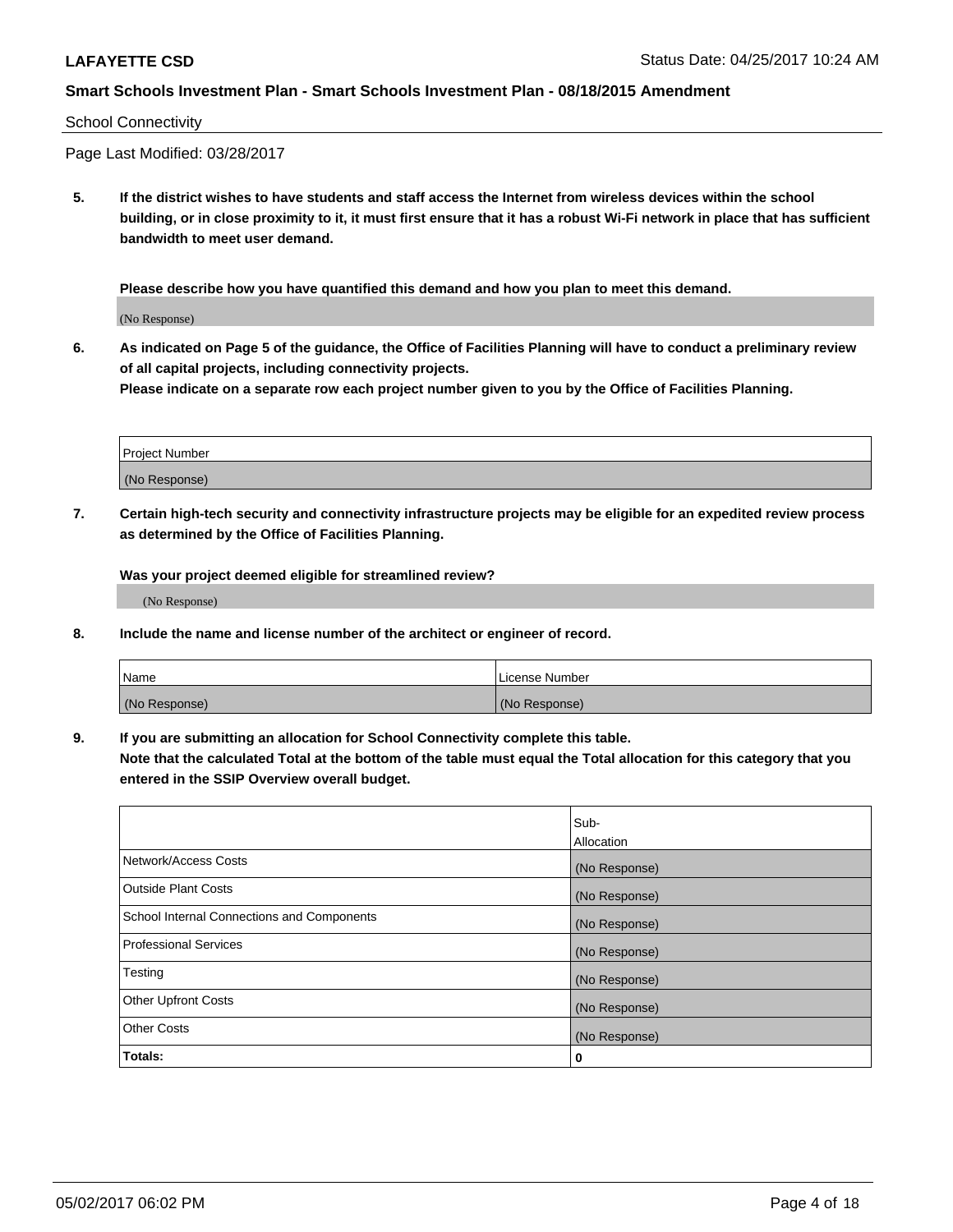School Connectivity

Page Last Modified: 03/28/2017

**5. If the district wishes to have students and staff access the Internet from wireless devices within the school building, or in close proximity to it, it must first ensure that it has a robust Wi-Fi network in place that has sufficient bandwidth to meet user demand.**

**Please describe how you have quantified this demand and how you plan to meet this demand.**

(No Response)

**6. As indicated on Page 5 of the guidance, the Office of Facilities Planning will have to conduct a preliminary review of all capital projects, including connectivity projects.**
**Please indicate on a separate row each project number given to you by the Office of Facilities Planning.**

| Project Number |
|---|
| (No Response) |

**7. Certain high-tech security and connectivity infrastructure projects may be eligible for an expedited review process as determined by the Office of Facilities Planning.**

**Was your project deemed eligible for streamlined review?**

(No Response)

**8. Include the name and license number of the architect or engineer of record.**

| Name | License Number |
|---|---|
| (No Response) | (No Response) |

**9. If you are submitting an allocation for School Connectivity complete this table.**
**Note that the calculated Total at the bottom of the table must equal the Total allocation for this category that you entered in the SSIP Overview overall budget.**

| | Sub-Allocation |
|---|---|
| Network/Access Costs | (No Response) |
| Outside Plant Costs | (No Response) |
| School Internal Connections and Components | (No Response) |
| Professional Services | (No Response) |
| Testing | (No Response) |
| Other Upfront Costs | (No Response) |
| Other Costs | (No Response) |
| **Totals:** | **0** |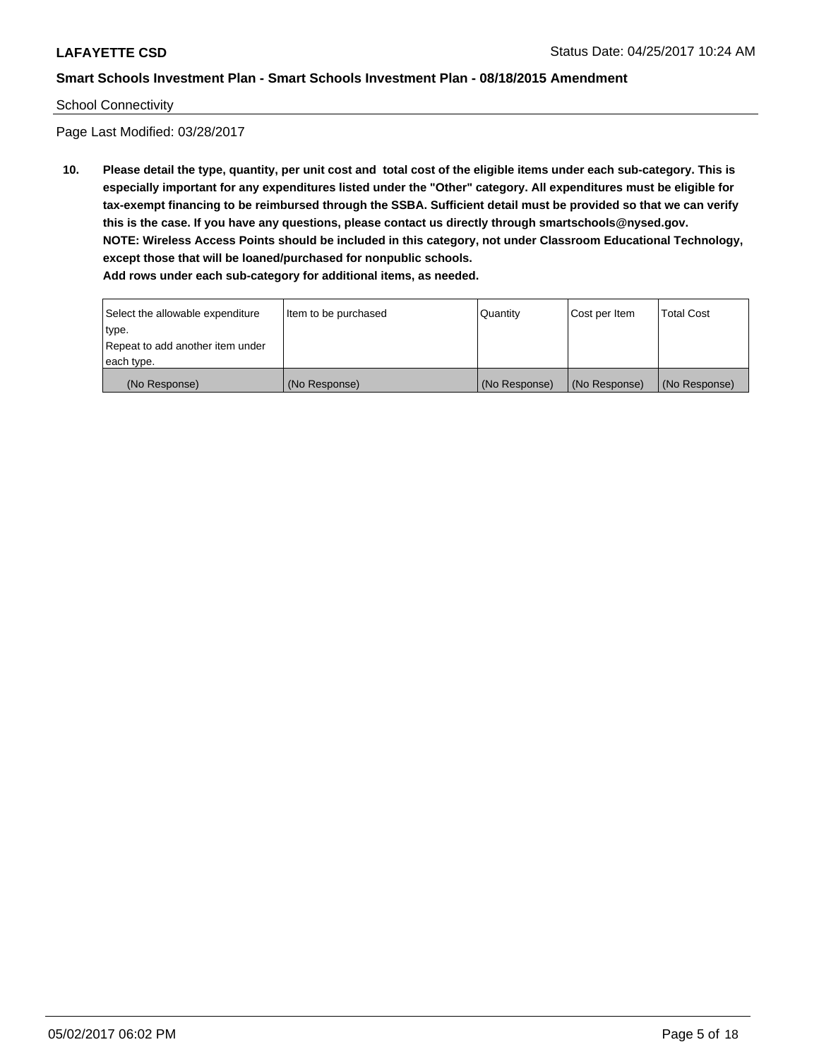School Connectivity

Page Last Modified: 03/28/2017

**10. Please detail the type, quantity, per unit cost and total cost of the eligible items under each sub-category. This is especially important for any expenditures listed under the "Other" category. All expenditures must be eligible for tax-exempt financing to be reimbursed through the SSBA. Sufficient detail must be provided so that we can verify this is the case. If you have any questions, please contact us directly through smartschools@nysed.gov.**
**NOTE: Wireless Access Points should be included in this category, not under Classroom Educational Technology, except those that will be loaned/purchased for nonpublic schools.**
**Add rows under each sub-category for additional items, as needed.**

| Select the allowable expenditure type. Repeat to add another item under each type. | Item to be purchased | Quantity | Cost per Item | Total Cost |
|---|---|---|---|---|
| (No Response) | (No Response) | (No Response) | (No Response) | (No Response) |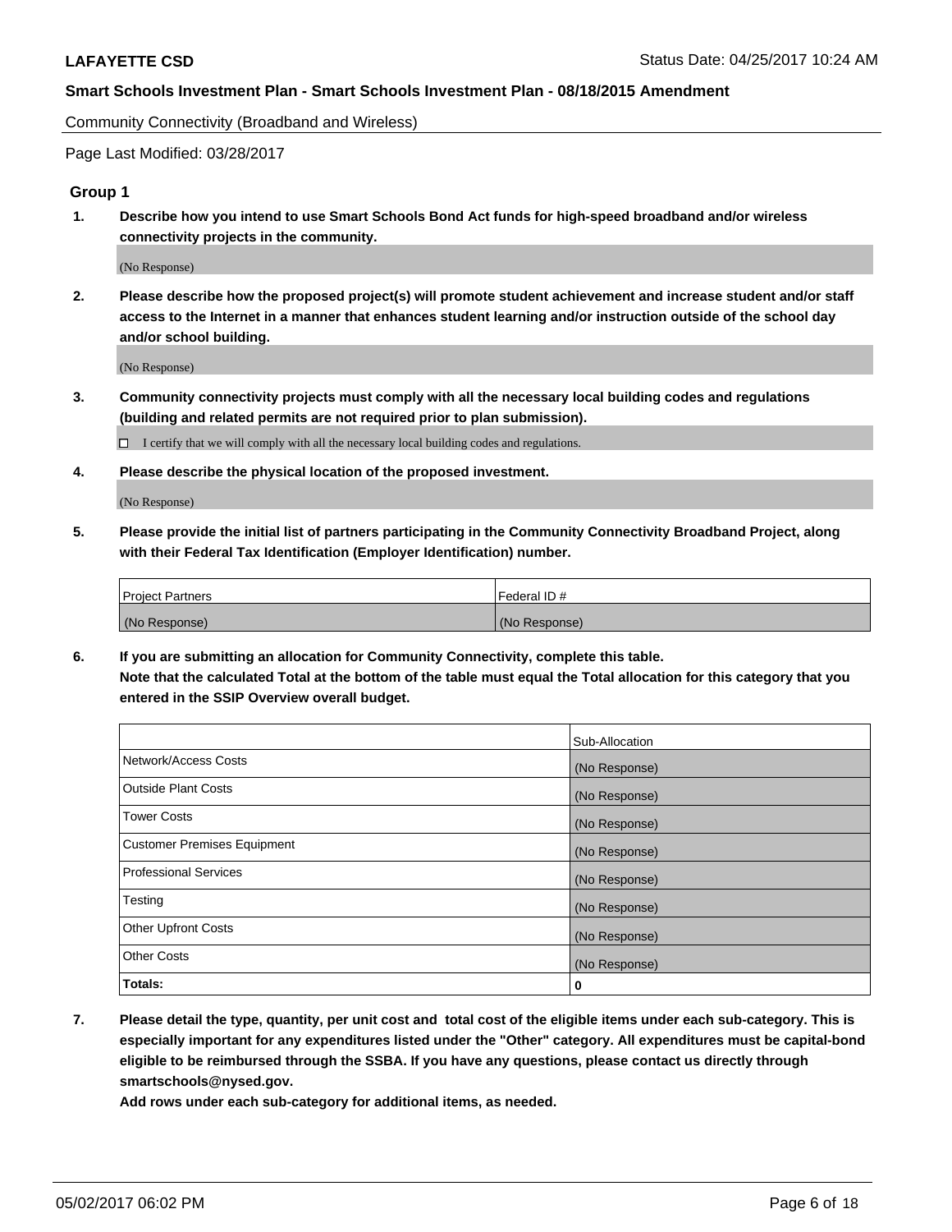Community Connectivity (Broadband and Wireless)

Page Last Modified: 03/28/2017

## Group 1

**1. Describe how you intend to use Smart Schools Bond Act funds for high-speed broadband and/or wireless connectivity projects in the community.**

(No Response)

**2. Please describe how the proposed project(s) will promote student achievement and increase student and/or staff access to the Internet in a manner that enhances student learning and/or instruction outside of the school day and/or school building.**

(No Response)

**3. Community connectivity projects must comply with all the necessary local building codes and regulations (building and related permits are not required prior to plan submission).**

☐ I certify that we will comply with all the necessary local building codes and regulations.

**4. Please describe the physical location of the proposed investment.**

(No Response)

**5. Please provide the initial list of partners participating in the Community Connectivity Broadband Project, along with their Federal Tax Identification (Employer Identification) number.**

| Project Partners | Federal ID # |
|---|---|
| (No Response) | (No Response) |

**6. If you are submitting an allocation for Community Connectivity, complete this table. Note that the calculated Total at the bottom of the table must equal the Total allocation for this category that you entered in the SSIP Overview overall budget.**

| | Sub-Allocation |
|---|---|
| Network/Access Costs | (No Response) |
| Outside Plant Costs | (No Response) |
| Tower Costs | (No Response) |
| Customer Premises Equipment | (No Response) |
| Professional Services | (No Response) |
| Testing | (No Response) |
| Other Upfront Costs | (No Response) |
| Other Costs | (No Response) |
| **Totals:** | **0** |

**7. Please detail the type, quantity, per unit cost and total cost of the eligible items under each sub-category. This is especially important for any expenditures listed under the "Other" category. All expenditures must be capital-bond eligible to be reimbursed through the SSBA. If you have any questions, please contact us directly through smartschools@nysed.gov.**

**Add rows under each sub-category for additional items, as needed.**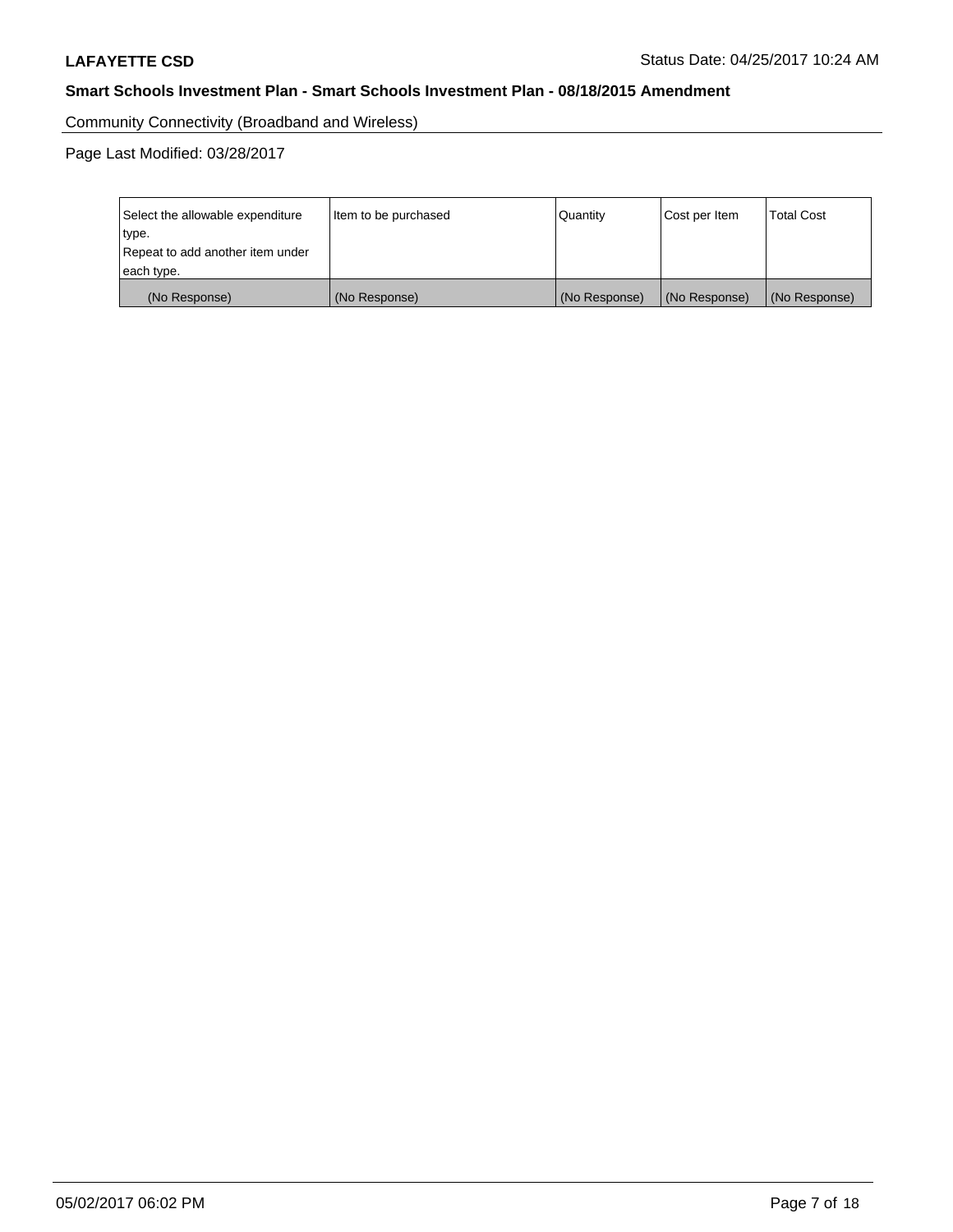Community Connectivity (Broadband and Wireless)

Page Last Modified: 03/28/2017

| Select the allowable expenditure type. Repeat to add another item under each type. | Item to be purchased | Quantity | Cost per Item | Total Cost |
|---|---|---|---|---|
| (No Response) | (No Response) | (No Response) | (No Response) | (No Response) |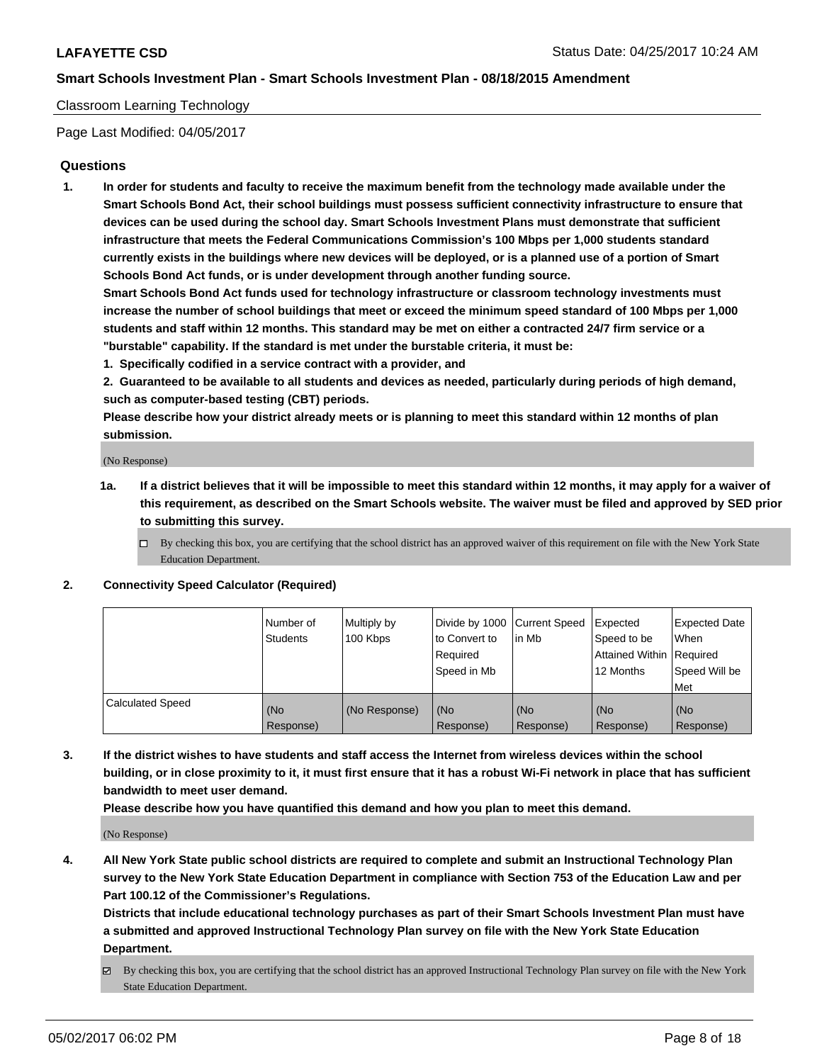Classroom Learning Technology

Page Last Modified: 04/05/2017

## Questions

**1. In order for students and faculty to receive the maximum benefit from the technology made available under the Smart Schools Bond Act, their school buildings must possess sufficient connectivity infrastructure to ensure that devices can be used during the school day. Smart Schools Investment Plans must demonstrate that sufficient infrastructure that meets the Federal Communications Commission's 100 Mbps per 1,000 students standard currently exists in the buildings where new devices will be deployed, or is a planned use of a portion of Smart Schools Bond Act funds, or is under development through another funding source.**

**Smart Schools Bond Act funds used for technology infrastructure or classroom technology investments must increase the number of school buildings that meet or exceed the minimum speed standard of 100 Mbps per 1,000 students and staff within 12 months. This standard may be met on either a contracted 24/7 firm service or a "burstable" capability. If the standard is met under the burstable criteria, it must be:**

**1. Specifically codified in a service contract with a provider, and**

**2. Guaranteed to be available to all students and devices as needed, particularly during periods of high demand, such as computer-based testing (CBT) periods.**

**Please describe how your district already meets or is planning to meet this standard within 12 months of plan submission.**

(No Response)

**1a. If a district believes that it will be impossible to meet this standard within 12 months, it may apply for a waiver of this requirement, as described on the Smart Schools website. The waiver must be filed and approved by SED prior to submitting this survey.**

☐ By checking this box, you are certifying that the school district has an approved waiver of this requirement on file with the New York State Education Department.

**2. Connectivity Speed Calculator (Required)**

| | Number of Students | Multiply by 100 Kbps | Divide by 1000 to Convert to Required Speed in Mb | Current Speed in Mb | Expected Speed to be Attained Within 12 Months | Expected Date When Required Speed Will be Met |
|---|---|---|---|---|---|---|
| Calculated Speed | (No Response) | (No Response) | (No Response) | (No Response) | (No Response) | (No Response) |

**3. If the district wishes to have students and staff access the Internet from wireless devices within the school building, or in close proximity to it, it must first ensure that it has a robust Wi-Fi network in place that has sufficient bandwidth to meet user demand.**

**Please describe how you have quantified this demand and how you plan to meet this demand.**

(No Response)

**4. All New York State public school districts are required to complete and submit an Instructional Technology Plan survey to the New York State Education Department in compliance with Section 753 of the Education Law and per Part 100.12 of the Commissioner's Regulations.**

**Districts that include educational technology purchases as part of their Smart Schools Investment Plan must have a submitted and approved Instructional Technology Plan survey on file with the New York State Education Department.**

☑ By checking this box, you are certifying that the school district has an approved Instructional Technology Plan survey on file with the New York State Education Department.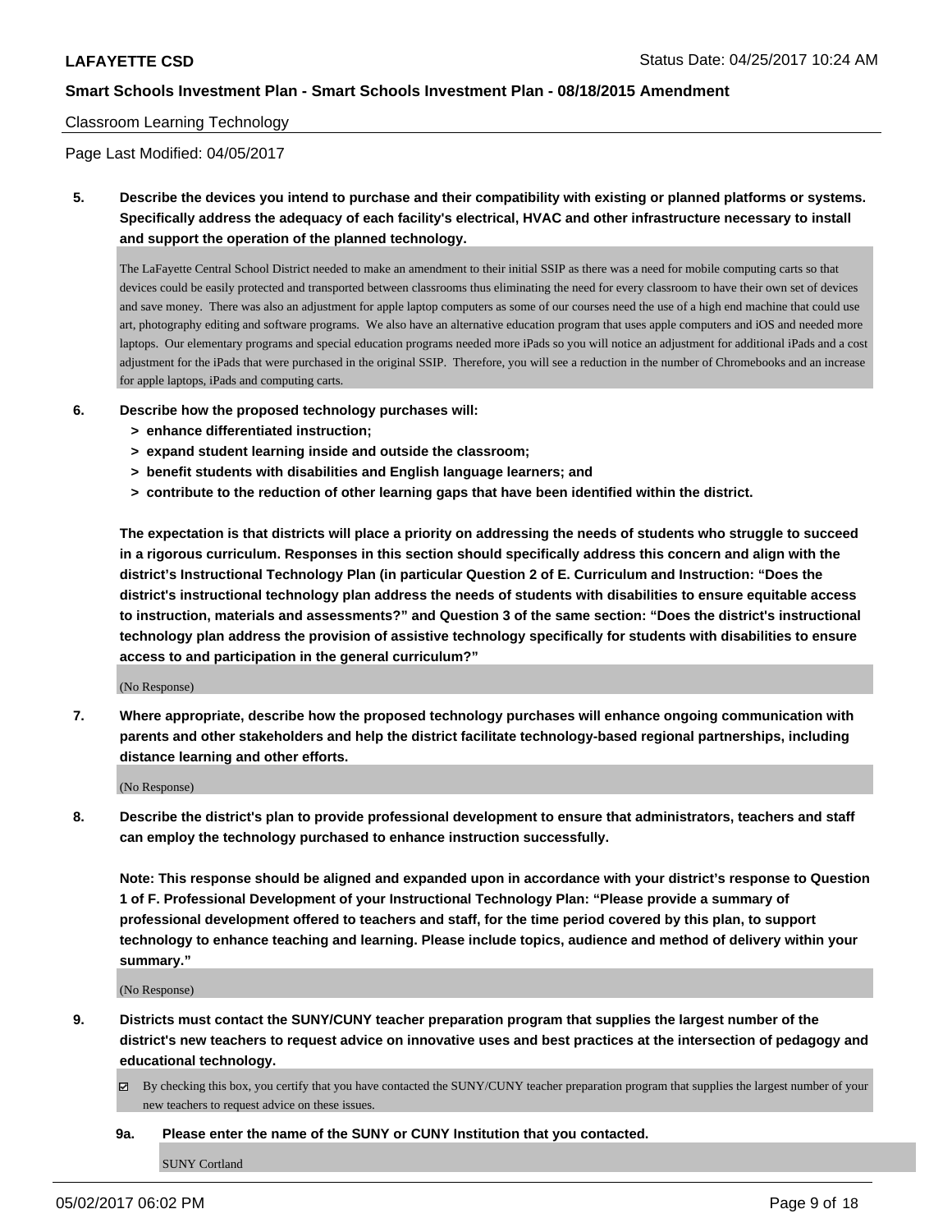Classroom Learning Technology

Page Last Modified: 04/05/2017

**5. Describe the devices you intend to purchase and their compatibility with existing or planned platforms or systems. Specifically address the adequacy of each facility's electrical, HVAC and other infrastructure necessary to install and support the operation of the planned technology.**

The LaFayette Central School District needed to make an amendment to their initial SSIP as there was a need for mobile computing carts so that devices could be easily protected and transported between classrooms thus eliminating the need for every classroom to have their own set of devices and save money. There was also an adjustment for apple laptop computers as some of our courses need the use of a high end machine that could use art, photography editing and software programs. We also have an alternative education program that uses apple computers and iOS and needed more laptops. Our elementary programs and special education programs needed more iPads so you will notice an adjustment for additional iPads and a cost adjustment for the iPads that were purchased in the original SSIP. Therefore, you will see a reduction in the number of Chromebooks and an increase for apple laptops, iPads and computing carts.

**6. Describe how the proposed technology purchases will:**
- **> enhance differentiated instruction;**
- **> expand student learning inside and outside the classroom;**
- **> benefit students with disabilities and English language learners; and**
- **> contribute to the reduction of other learning gaps that have been identified within the district.**

**The expectation is that districts will place a priority on addressing the needs of students who struggle to succeed in a rigorous curriculum. Responses in this section should specifically address this concern and align with the district's Instructional Technology Plan (in particular Question 2 of E. Curriculum and Instruction: "Does the district's instructional technology plan address the needs of students with disabilities to ensure equitable access to instruction, materials and assessments?" and Question 3 of the same section: "Does the district's instructional technology plan address the provision of assistive technology specifically for students with disabilities to ensure access to and participation in the general curriculum?"**

(No Response)

**7. Where appropriate, describe how the proposed technology purchases will enhance ongoing communication with parents and other stakeholders and help the district facilitate technology-based regional partnerships, including distance learning and other efforts.**

(No Response)

**8. Describe the district's plan to provide professional development to ensure that administrators, teachers and staff can employ the technology purchased to enhance instruction successfully.**

**Note: This response should be aligned and expanded upon in accordance with your district's response to Question 1 of F. Professional Development of your Instructional Technology Plan: "Please provide a summary of professional development offered to teachers and staff, for the time period covered by this plan, to support technology to enhance teaching and learning. Please include topics, audience and method of delivery within your summary."**

(No Response)

**9. Districts must contact the SUNY/CUNY teacher preparation program that supplies the largest number of the district's new teachers to request advice on innovative uses and best practices at the intersection of pedagogy and educational technology.**

☑ By checking this box, you certify that you have contacted the SUNY/CUNY teacher preparation program that supplies the largest number of your new teachers to request advice on these issues.

**9a. Please enter the name of the SUNY or CUNY Institution that you contacted.**

SUNY Cortland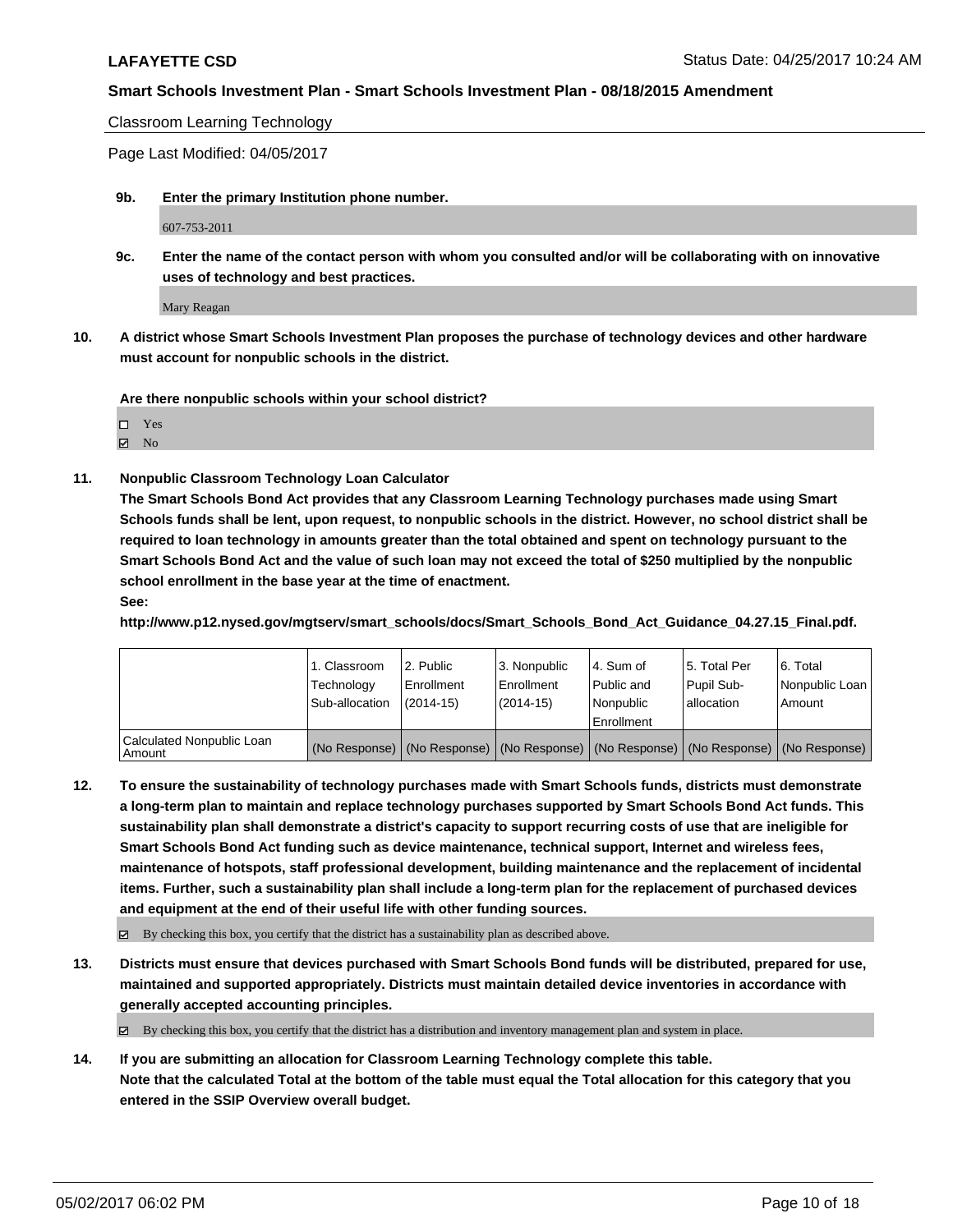Classroom Learning Technology

Page Last Modified: 04/05/2017

**9b. Enter the primary Institution phone number.**

607-753-2011

**9c. Enter the name of the contact person with whom you consulted and/or will be collaborating with on innovative uses of technology and best practices.**

Mary Reagan

**10. A district whose Smart Schools Investment Plan proposes the purchase of technology devices and other hardware must account for nonpublic schools in the district.**

**Are there nonpublic schools within your school district?**

☐ Yes
☑ No

**11. Nonpublic Classroom Technology Loan Calculator**

**The Smart Schools Bond Act provides that any Classroom Learning Technology purchases made using Smart Schools funds shall be lent, upon request, to nonpublic schools in the district. However, no school district shall be required to loan technology in amounts greater than the total obtained and spent on technology pursuant to the Smart Schools Bond Act and the value of such loan may not exceed the total of $250 multiplied by the nonpublic school enrollment in the base year at the time of enactment.**

**See:**

**http://www.p12.nysed.gov/mgtserv/smart_schools/docs/Smart_Schools_Bond_Act_Guidance_04.27.15_Final.pdf.**

| | 1. Classroom Technology Sub-allocation | 2. Public Enrollment (2014-15) | 3. Nonpublic Enrollment (2014-15) | 4. Sum of Public and Nonpublic Enrollment | 5. Total Per Pupil Sub-allocation | 6. Total Nonpublic Loan Amount |
|---|---|---|---|---|---|---|
| Calculated Nonpublic Loan Amount | (No Response) | (No Response) | (No Response) | (No Response) | (No Response) | (No Response) |

**12. To ensure the sustainability of technology purchases made with Smart Schools funds, districts must demonstrate a long-term plan to maintain and replace technology purchases supported by Smart Schools Bond Act funds. This sustainability plan shall demonstrate a district's capacity to support recurring costs of use that are ineligible for Smart Schools Bond Act funding such as device maintenance, technical support, Internet and wireless fees, maintenance of hotspots, staff professional development, building maintenance and the replacement of incidental items. Further, such a sustainability plan shall include a long-term plan for the replacement of purchased devices and equipment at the end of their useful life with other funding sources.**

☑ By checking this box, you certify that the district has a sustainability plan as described above.

**13. Districts must ensure that devices purchased with Smart Schools Bond funds will be distributed, prepared for use, maintained and supported appropriately. Districts must maintain detailed device inventories in accordance with generally accepted accounting principles.**

☑ By checking this box, you certify that the district has a distribution and inventory management plan and system in place.

**14. If you are submitting an allocation for Classroom Learning Technology complete this table. Note that the calculated Total at the bottom of the table must equal the Total allocation for this category that you entered in the SSIP Overview overall budget.**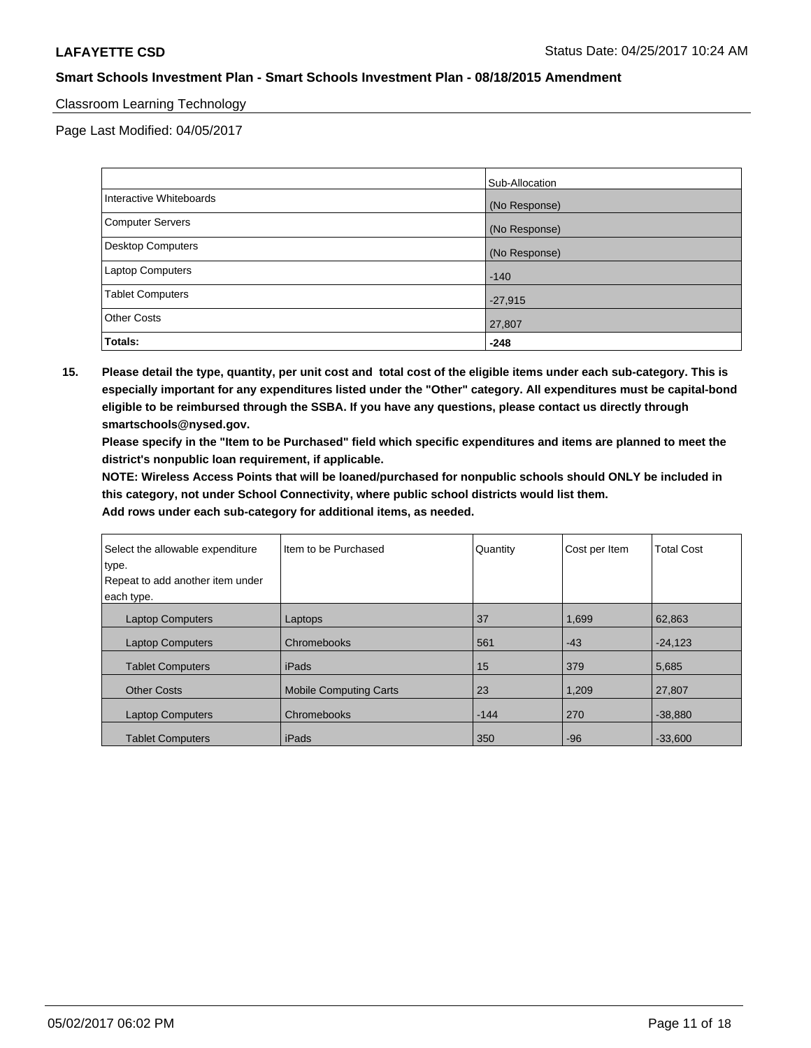Classroom Learning Technology

Page Last Modified: 04/05/2017

| | Sub-Allocation |
|---|---|
| Interactive Whiteboards | (No Response) |
| Computer Servers | (No Response) |
| Desktop Computers | (No Response) |
| Laptop Computers | -140 |
| Tablet Computers | -27,915 |
| Other Costs | 27,807 |
| **Totals:** | **-248** |

**15. Please detail the type, quantity, per unit cost and total cost of the eligible items under each sub-category. This is especially important for any expenditures listed under the "Other" category. All expenditures must be capital-bond eligible to be reimbursed through the SSBA. If you have any questions, please contact us directly through smartschools@nysed.gov.**

**Please specify in the "Item to be Purchased" field which specific expenditures and items are planned to meet the district's nonpublic loan requirement, if applicable.**

**NOTE: Wireless Access Points that will be loaned/purchased for nonpublic schools should ONLY be included in this category, not under School Connectivity, where public school districts would list them.**

**Add rows under each sub-category for additional items, as needed.**

| Select the allowable expenditure type. Repeat to add another item under each type. | Item to be Purchased | Quantity | Cost per Item | Total Cost |
|---|---|---|---|---|
| Laptop Computers | Laptops | 37 | 1,699 | 62,863 |
| Laptop Computers | Chromebooks | 561 | -43 | -24,123 |
| Tablet Computers | iPads | 15 | 379 | 5,685 |
| Other Costs | Mobile Computing Carts | 23 | 1,209 | 27,807 |
| Laptop Computers | Chromebooks | -144 | 270 | -38,880 |
| Tablet Computers | iPads | 350 | -96 | -33,600 |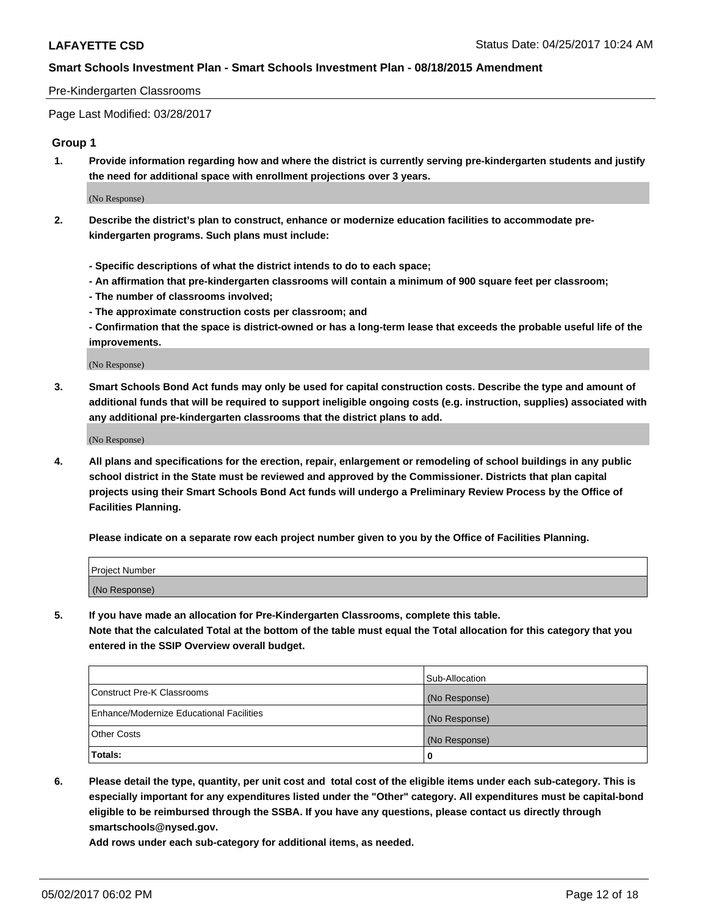Pre-Kindergarten Classrooms

Page Last Modified: 03/28/2017

### Group 1

**1. Provide information regarding how and where the district is currently serving pre-kindergarten students and justify the need for additional space with enrollment projections over 3 years.**

(No Response)

**2. Describe the district's plan to construct, enhance or modernize education facilities to accommodate pre-kindergarten programs. Such plans must include:**

**- Specific descriptions of what the district intends to do to each space;**
**- An affirmation that pre-kindergarten classrooms will contain a minimum of 900 square feet per classroom;**
**- The number of classrooms involved;**
**- The approximate construction costs per classroom; and**
**- Confirmation that the space is district-owned or has a long-term lease that exceeds the probable useful life of the improvements.**

(No Response)

**3. Smart Schools Bond Act funds may only be used for capital construction costs. Describe the type and amount of additional funds that will be required to support ineligible ongoing costs (e.g. instruction, supplies) associated with any additional pre-kindergarten classrooms that the district plans to add.**

(No Response)

**4. All plans and specifications for the erection, repair, enlargement or remodeling of school buildings in any public school district in the State must be reviewed and approved by the Commissioner. Districts that plan capital projects using their Smart Schools Bond Act funds will undergo a Preliminary Review Process by the Office of Facilities Planning.**

**Please indicate on a separate row each project number given to you by the Office of Facilities Planning.**

| Project Number |
|---|
| (No Response) |

**5. If you have made an allocation for Pre-Kindergarten Classrooms, complete this table.**
**Note that the calculated Total at the bottom of the table must equal the Total allocation for this category that you entered in the SSIP Overview overall budget.**

| | Sub-Allocation |
|---|---|
| Construct Pre-K Classrooms | (No Response) |
| Enhance/Modernize Educational Facilities | (No Response) |
| Other Costs | (No Response) |
| **Totals:** | 0 |

**6. Please detail the type, quantity, per unit cost and total cost of the eligible items under each sub-category. This is especially important for any expenditures listed under the "Other" category. All expenditures must be capital-bond eligible to be reimbursed through the SSBA. If you have any questions, please contact us directly through smartschools@nysed.gov.**
**Add rows under each sub-category for additional items, as needed.**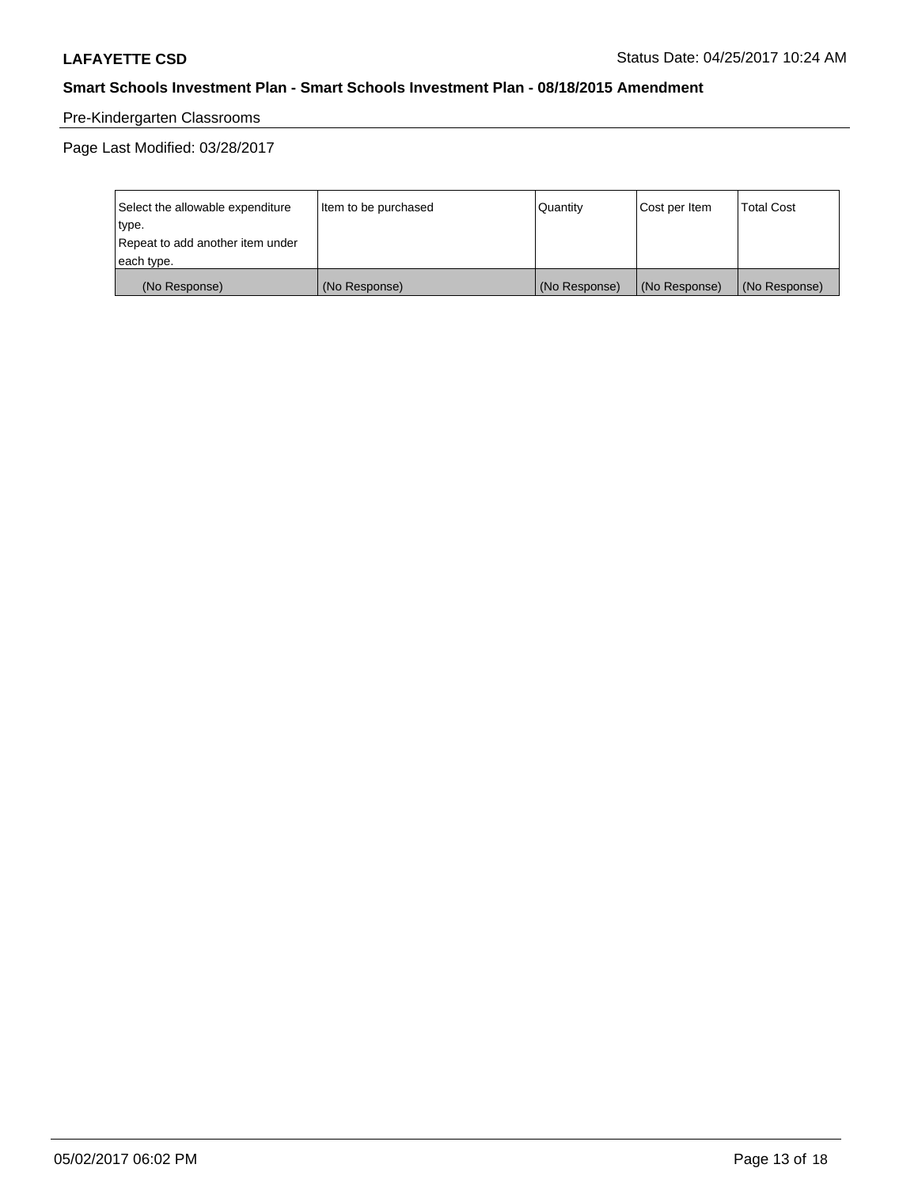Pre-Kindergarten Classrooms

Page Last Modified: 03/28/2017

| Select the allowable expenditure type. Repeat to add another item under each type. | Item to be purchased | Quantity | Cost per Item | Total Cost |
| --- | --- | --- | --- | --- |
| (No Response) | (No Response) | (No Response) | (No Response) | (No Response) |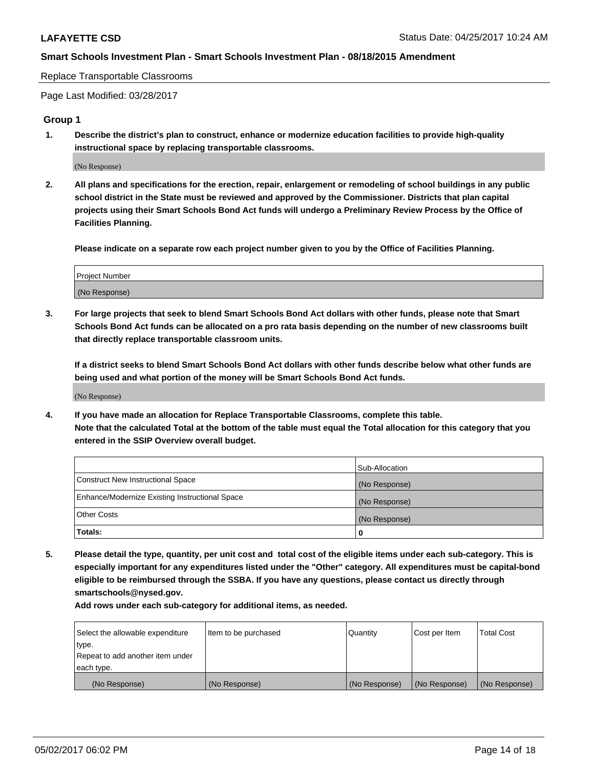Replace Transportable Classrooms

Page Last Modified: 03/28/2017

## Group 1

**1. Describe the district's plan to construct, enhance or modernize education facilities to provide high-quality instructional space by replacing transportable classrooms.**

(No Response)

**2. All plans and specifications for the erection, repair, enlargement or remodeling of school buildings in any public school district in the State must be reviewed and approved by the Commissioner. Districts that plan capital projects using their Smart Schools Bond Act funds will undergo a Preliminary Review Process by the Office of Facilities Planning.**

**Please indicate on a separate row each project number given to you by the Office of Facilities Planning.**

| Project Number |
|---|
| (No Response) |

**3. For large projects that seek to blend Smart Schools Bond Act dollars with other funds, please note that Smart Schools Bond Act funds can be allocated on a pro rata basis depending on the number of new classrooms built that directly replace transportable classroom units.**

**If a district seeks to blend Smart Schools Bond Act dollars with other funds describe below what other funds are being used and what portion of the money will be Smart Schools Bond Act funds.**

(No Response)

**4. If you have made an allocation for Replace Transportable Classrooms, complete this table. Note that the calculated Total at the bottom of the table must equal the Total allocation for this category that you entered in the SSIP Overview overall budget.**

| | Sub-Allocation |
|---|---|
| Construct New Instructional Space | (No Response) |
| Enhance/Modernize Existing Instructional Space | (No Response) |
| Other Costs | (No Response) |
| **Totals:** | **0** |

**5. Please detail the type, quantity, per unit cost and total cost of the eligible items under each sub-category. This is especially important for any expenditures listed under the "Other" category. All expenditures must be capital-bond eligible to be reimbursed through the SSBA. If you have any questions, please contact us directly through smartschools@nysed.gov.**

**Add rows under each sub-category for additional items, as needed.**

| Select the allowable expenditure type. Repeat to add another item under each type. | Item to be purchased | Quantity | Cost per Item | Total Cost |
|---|---|---|---|---|
| (No Response) | (No Response) | (No Response) | (No Response) | (No Response) |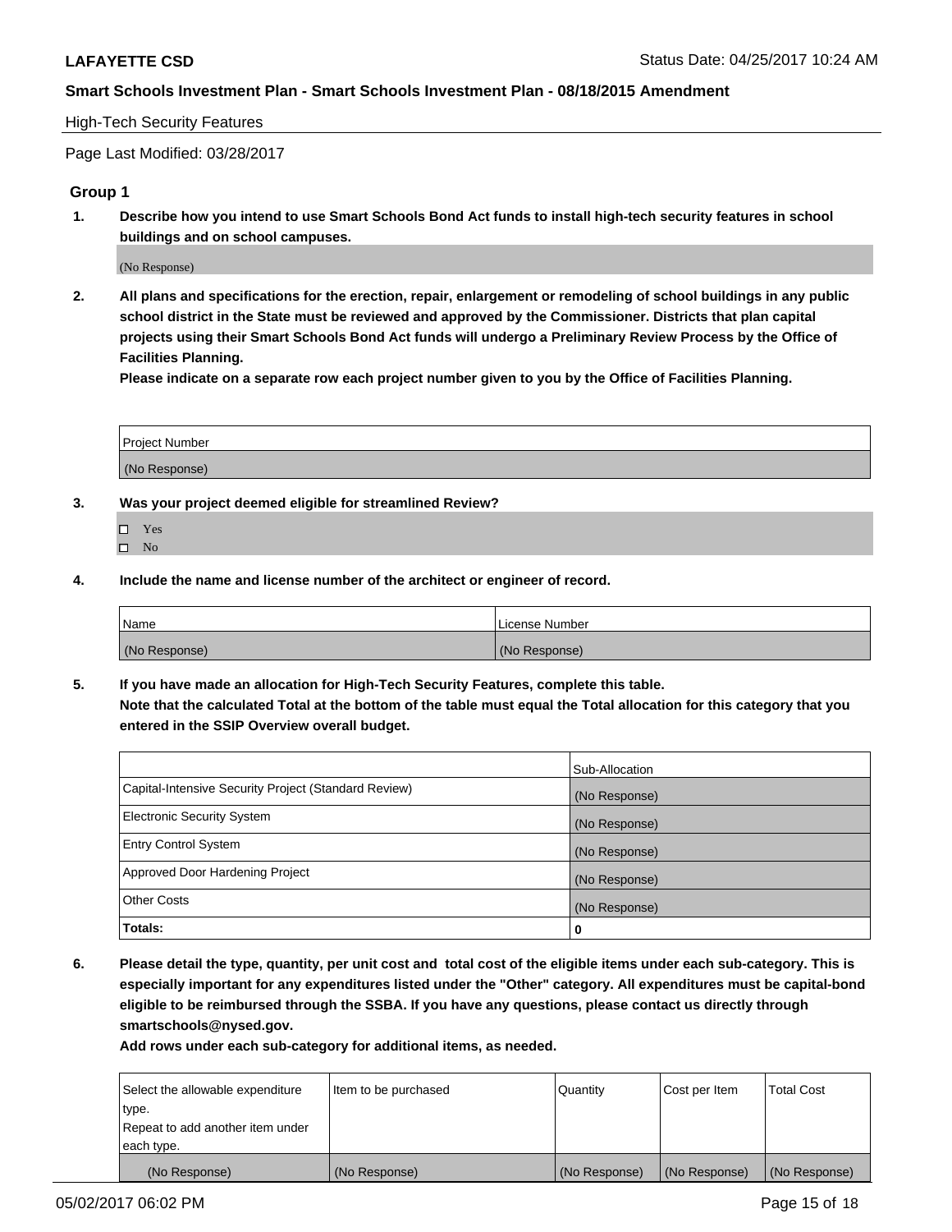High-Tech Security Features

Page Last Modified: 03/28/2017

## Group 1

**1. Describe how you intend to use Smart Schools Bond Act funds to install high-tech security features in school buildings and on school campuses.**

(No Response)

**2. All plans and specifications for the erection, repair, enlargement or remodeling of school buildings in any public school district in the State must be reviewed and approved by the Commissioner. Districts that plan capital projects using their Smart Schools Bond Act funds will undergo a Preliminary Review Process by the Office of Facilities Planning.**

**Please indicate on a separate row each project number given to you by the Office of Facilities Planning.**

| Project Number |
| --- |
| (No Response) |

**3. Was your project deemed eligible for streamlined Review?**

- ☐ Yes
- ☐ No

**4. Include the name and license number of the architect or engineer of record.**

| Name | License Number |
| --- | --- |
| (No Response) | (No Response) |

**5. If you have made an allocation for High-Tech Security Features, complete this table.**
**Note that the calculated Total at the bottom of the table must equal the Total allocation for this category that you entered in the SSIP Overview overall budget.**

| | Sub-Allocation |
| --- | --- |
| Capital-Intensive Security Project (Standard Review) | (No Response) |
| Electronic Security System | (No Response) |
| Entry Control System | (No Response) |
| Approved Door Hardening Project | (No Response) |
| Other Costs | (No Response) |
| **Totals:** | **0** |

**6. Please detail the type, quantity, per unit cost and total cost of the eligible items under each sub-category. This is especially important for any expenditures listed under the "Other" category. All expenditures must be capital-bond eligible to be reimbursed through the SSBA. If you have any questions, please contact us directly through smartschools@nysed.gov.**

**Add rows under each sub-category for additional items, as needed.**

| Select the allowable expenditure type. Repeat to add another item under each type. | Item to be purchased | Quantity | Cost per Item | Total Cost |
| --- | --- | --- | --- | --- |
| (No Response) | (No Response) | (No Response) | (No Response) | (No Response) |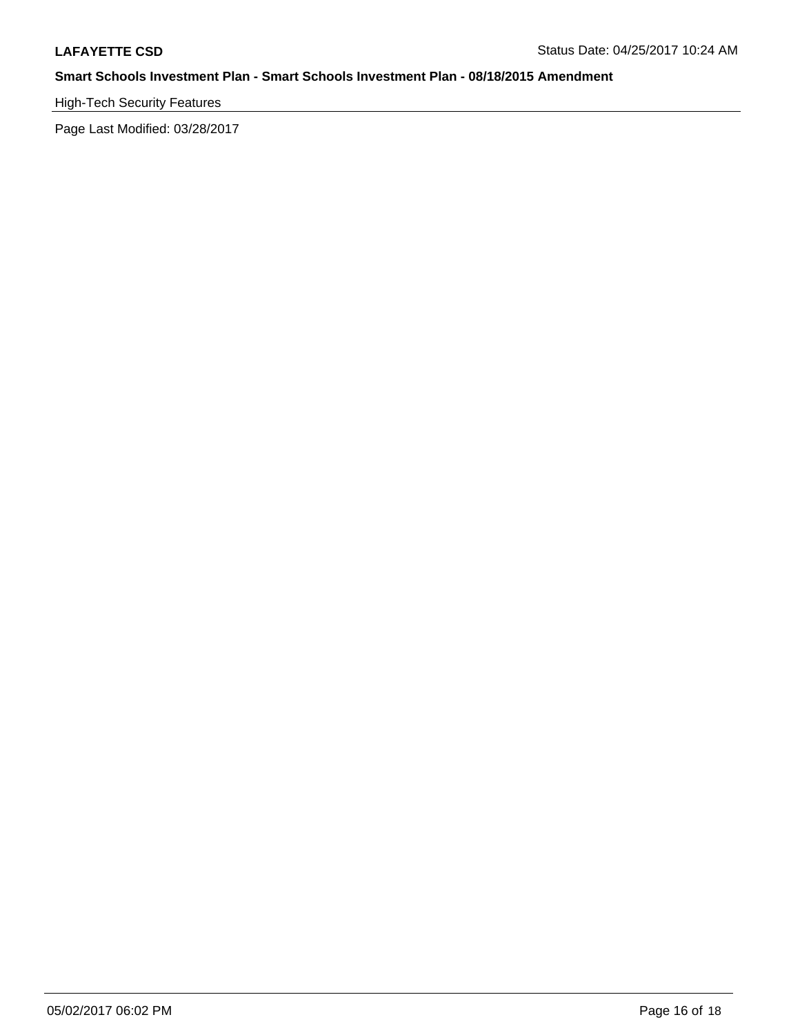High-Tech Security Features

Page Last Modified: 03/28/2017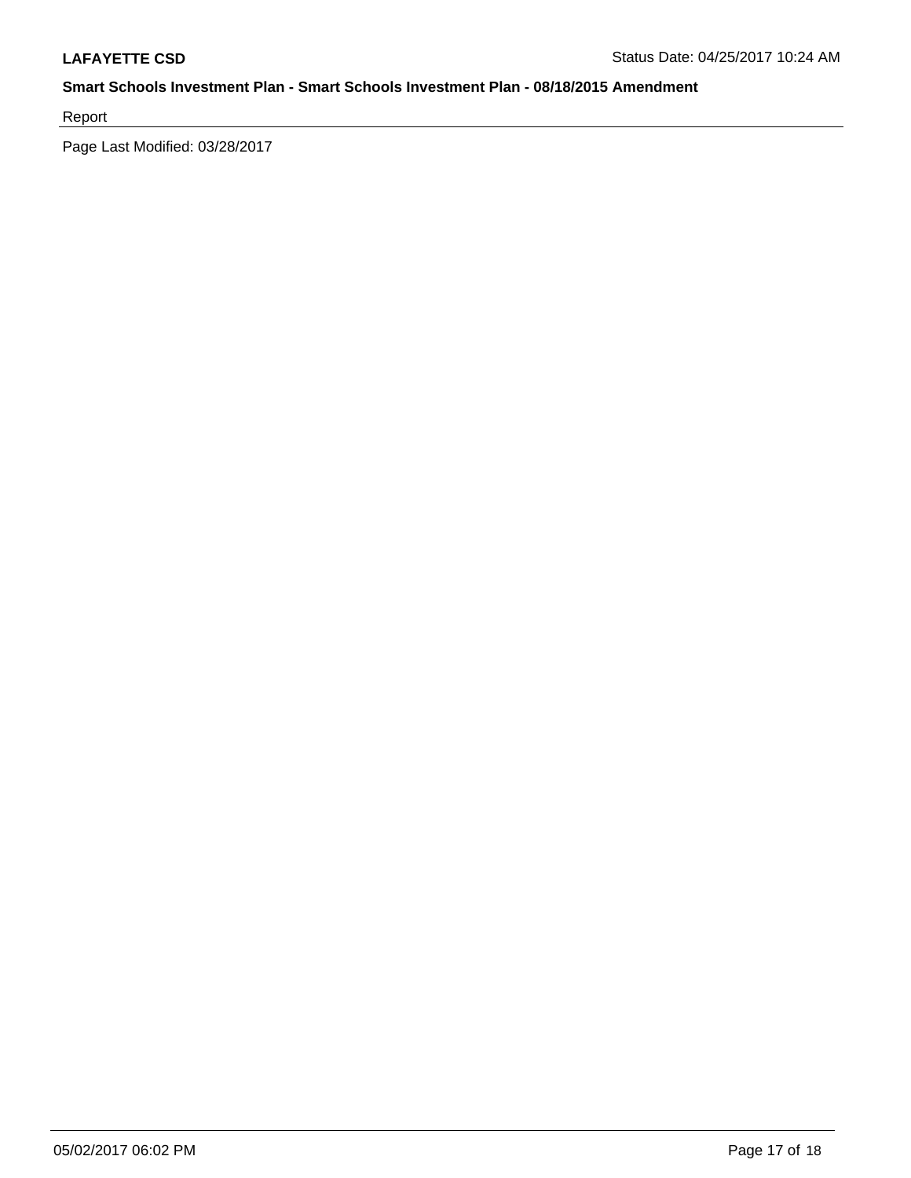Report

Page Last Modified: 03/28/2017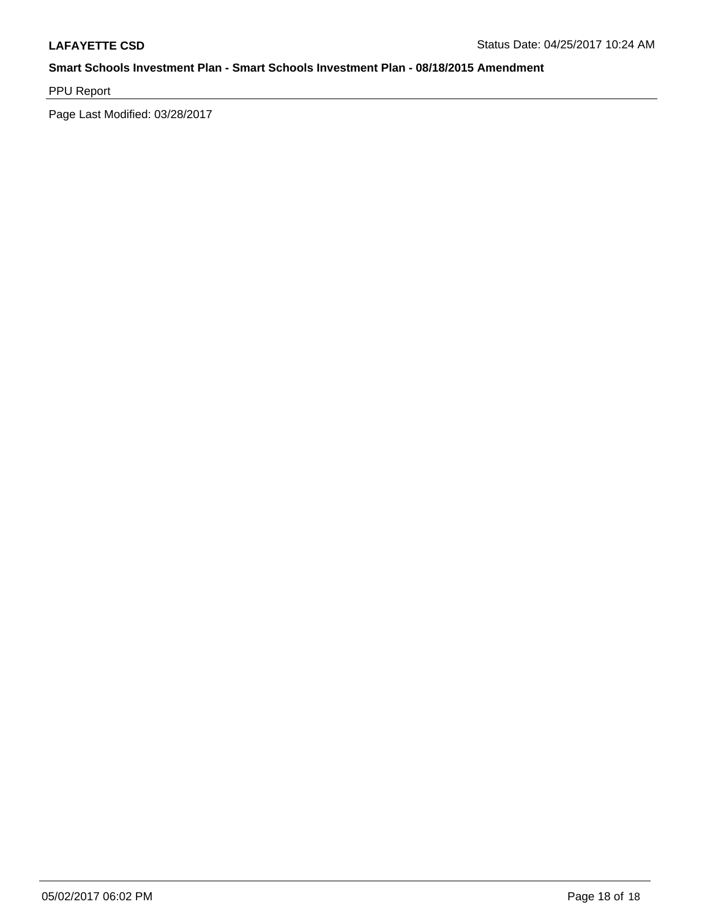**LAFAYETTE CSD**

Status Date: 04/25/2017 10:24 AM

**Smart Schools Investment Plan - Smart Schools Investment Plan - 08/18/2015 Amendment**

PPU Report

Page Last Modified: 03/28/2017